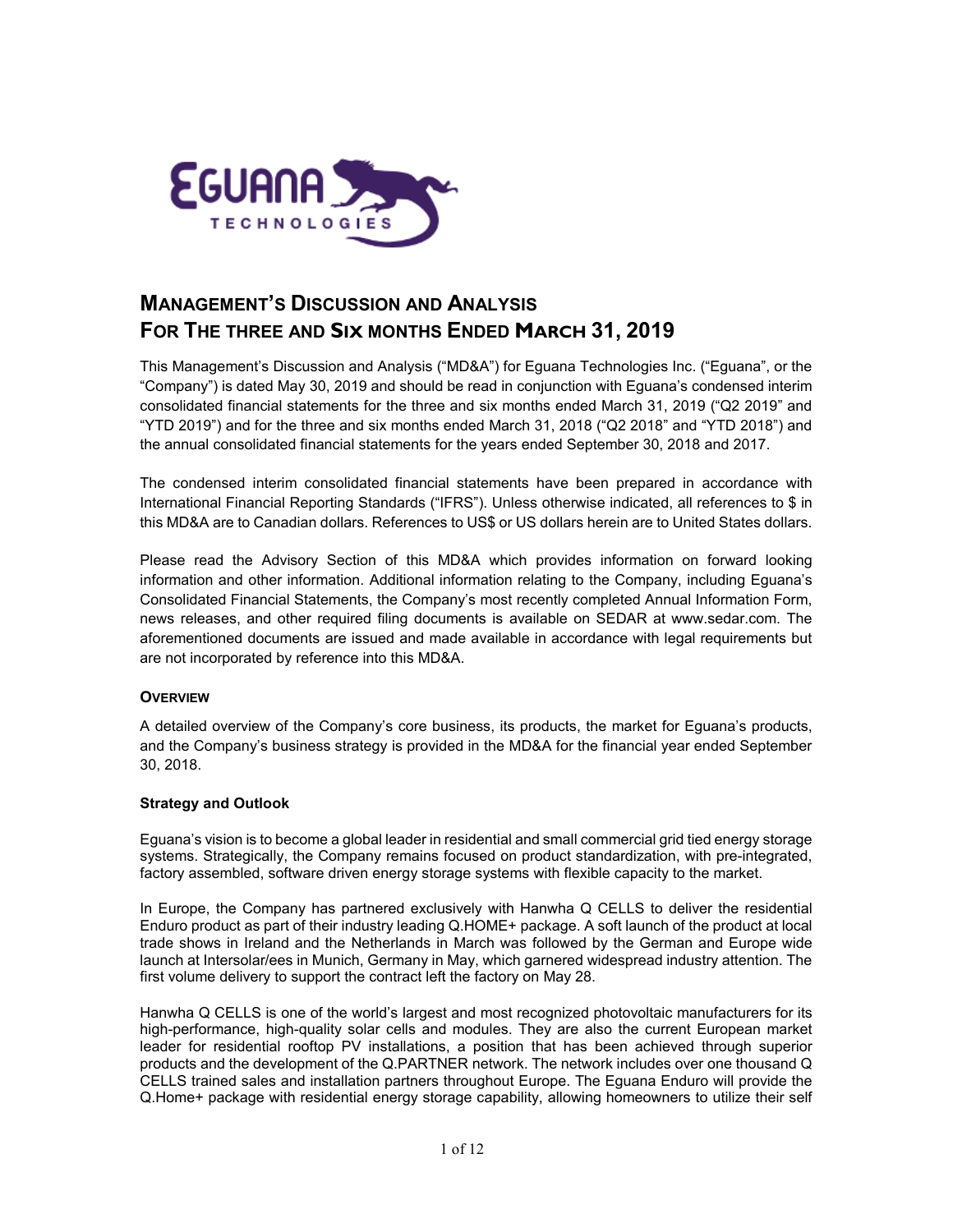# MANAGEMENT'S DISCUSSION AND ANALYSIS
# FOR THE THREE AND SIX MONTHS ENDED MARCH 31, 2019

This Management's Discussion and Analysis ("MD&A") for Eguana Technologies Inc. ("Eguana", or the "Company") is dated May 30, 2019 and should be read in conjunction with Eguana's condensed interim consolidated financial statements for the three and six months ended March 31, 2019 ("Q2 2019" and "YTD 2019") and for the three and six months ended March 31, 2018 ("Q2 2018" and "YTD 2018") and the annual consolidated financial statements for the years ended September 30, 2018 and 2017.

The condensed interim consolidated financial statements have been prepared in accordance with International Financial Reporting Standards ("IFRS"). Unless otherwise indicated, all references to $ in this MD&A are to Canadian dollars. References to US$ or US dollars herein are to United States dollars.

Please read the Advisory Section of this MD&A which provides information on forward looking information and other information. Additional information relating to the Company, including Eguana's Consolidated Financial Statements, the Company's most recently completed Annual Information Form, news releases, and other required filing documents is available on SEDAR at www.sedar.com. The aforementioned documents are issued and made available in accordance with legal requirements but are not incorporated by reference into this MD&A.

## OVERVIEW

A detailed overview of the Company's core business, its products, the market for Eguana's products, and the Company's business strategy is provided in the MD&A for the financial year ended September 30, 2018.

### Strategy and Outlook

Eguana's vision is to become a global leader in residential and small commercial grid tied energy storage systems. Strategically, the Company remains focused on product standardization, with pre-integrated, factory assembled, software driven energy storage systems with flexible capacity to the market.

In Europe, the Company has partnered exclusively with Hanwha Q CELLS to deliver the residential Enduro product as part of their industry leading Q.HOME+ package. A soft launch of the product at local trade shows in Ireland and the Netherlands in March was followed by the German and Europe wide launch at Intersolar/ees in Munich, Germany in May, which garnered widespread industry attention. The first volume delivery to support the contract left the factory on May 28.

Hanwha Q CELLS is one of the world's largest and most recognized photovoltaic manufacturers for its high-performance, high-quality solar cells and modules. They are also the current European market leader for residential rooftop PV installations, a position that has been achieved through superior products and the development of the Q.PARTNER network. The network includes over one thousand Q CELLS trained sales and installation partners throughout Europe. The Eguana Enduro will provide the Q.Home+ package with residential energy storage capability, allowing homeowners to utilize their self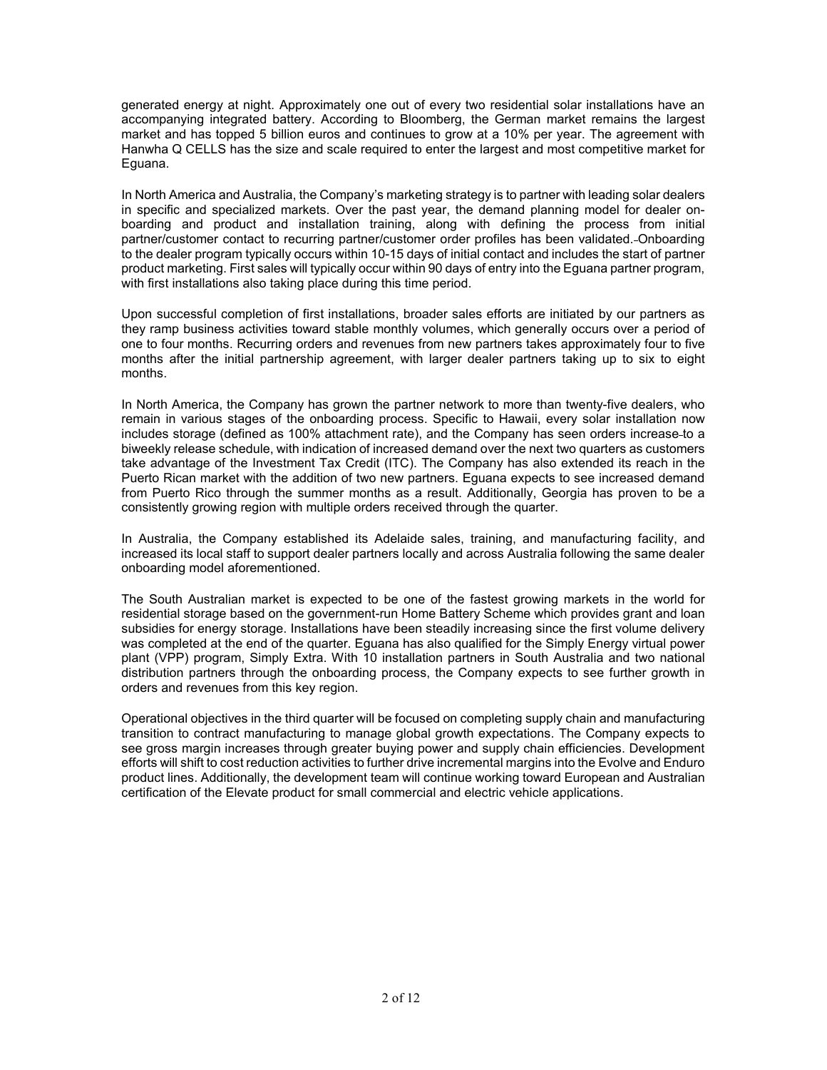generated energy at night. Approximately one out of every two residential solar installations have an accompanying integrated battery. According to Bloomberg, the German market remains the largest market and has topped 5 billion euros and continues to grow at a 10% per year. The agreement with Hanwha Q CELLS has the size and scale required to enter the largest and most competitive market for Eguana.

In North America and Australia, the Company's marketing strategy is to partner with leading solar dealers in specific and specialized markets. Over the past year, the demand planning model for dealer on-boarding and product and installation training, along with defining the process from initial partner/customer contact to recurring partner/customer order profiles has been validated. Onboarding to the dealer program typically occurs within 10-15 days of initial contact and includes the start of partner product marketing. First sales will typically occur within 90 days of entry into the Eguana partner program, with first installations also taking place during this time period.

Upon successful completion of first installations, broader sales efforts are initiated by our partners as they ramp business activities toward stable monthly volumes, which generally occurs over a period of one to four months. Recurring orders and revenues from new partners takes approximately four to five months after the initial partnership agreement, with larger dealer partners taking up to six to eight months.

In North America, the Company has grown the partner network to more than twenty-five dealers, who remain in various stages of the onboarding process. Specific to Hawaii, every solar installation now includes storage (defined as 100% attachment rate), and the Company has seen orders increase to a biweekly release schedule, with indication of increased demand over the next two quarters as customers take advantage of the Investment Tax Credit (ITC). The Company has also extended its reach in the Puerto Rican market with the addition of two new partners. Eguana expects to see increased demand from Puerto Rico through the summer months as a result. Additionally, Georgia has proven to be a consistently growing region with multiple orders received through the quarter.

In Australia, the Company established its Adelaide sales, training, and manufacturing facility, and increased its local staff to support dealer partners locally and across Australia following the same dealer onboarding model aforementioned.

The South Australian market is expected to be one of the fastest growing markets in the world for residential storage based on the government-run Home Battery Scheme which provides grant and loan subsidies for energy storage. Installations have been steadily increasing since the first volume delivery was completed at the end of the quarter. Eguana has also qualified for the Simply Energy virtual power plant (VPP) program, Simply Extra. With 10 installation partners in South Australia and two national distribution partners through the onboarding process, the Company expects to see further growth in orders and revenues from this key region.

Operational objectives in the third quarter will be focused on completing supply chain and manufacturing transition to contract manufacturing to manage global growth expectations. The Company expects to see gross margin increases through greater buying power and supply chain efficiencies. Development efforts will shift to cost reduction activities to further drive incremental margins into the Evolve and Enduro product lines. Additionally, the development team will continue working toward European and Australian certification of the Elevate product for small commercial and electric vehicle applications.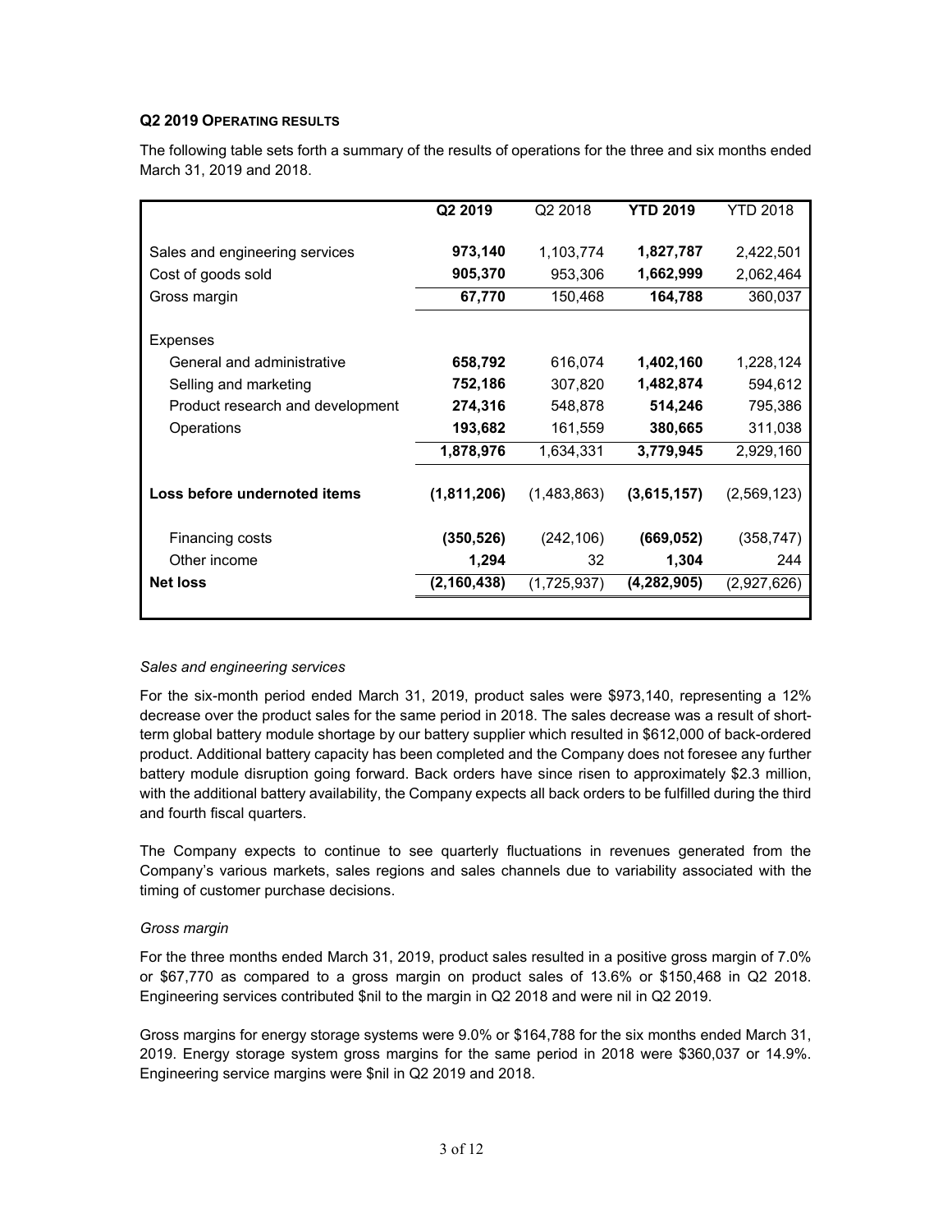### Q2 2019 OPERATING RESULTS

The following table sets forth a summary of the results of operations for the three and six months ended March 31, 2019 and 2018.

| | **Q2 2019** | Q2 2018 | **YTD 2019** | YTD 2018 |
|---|---|---|---|---|
| Sales and engineering services | **973,140** | 1,103,774 | **1,827,787** | 2,422,501 |
| Cost of goods sold | **905,370** | 953,306 | **1,662,999** | 2,062,464 |
| Gross margin | **67,770** | 150,468 | **164,788** | 360,037 |
| Expenses | | | | |
| General and administrative | **658,792** | 616,074 | **1,402,160** | 1,228,124 |
| Selling and marketing | **752,186** | 307,820 | **1,482,874** | 594,612 |
| Product research and development | **274,316** | 548,878 | **514,246** | 795,386 |
| Operations | **193,682** | 161,559 | **380,665** | 311,038 |
| | **1,878,976** | 1,634,331 | **3,779,945** | 2,929,160 |
| **Loss before undernoted items** | **(1,811,206)** | (1,483,863) | **(3,615,157)** | (2,569,123) |
| Financing costs | **(350,526)** | (242,106) | **(669,052)** | (358,747) |
| Other income | **1,294** | 32 | **1,304** | 244 |
| **Net loss** | **(2,160,438)** | (1,725,937) | **(4,282,905)** | (2,927,626) |

*Sales and engineering services*

For the six-month period ended March 31, 2019, product sales were $973,140, representing a 12% decrease over the product sales for the same period in 2018. The sales decrease was a result of short-term global battery module shortage by our battery supplier which resulted in $612,000 of back-ordered product. Additional battery capacity has been completed and the Company does not foresee any further battery module disruption going forward. Back orders have since risen to approximately $2.3 million, with the additional battery availability, the Company expects all back orders to be fulfilled during the third and fourth fiscal quarters.

The Company expects to continue to see quarterly fluctuations in revenues generated from the Company's various markets, sales regions and sales channels due to variability associated with the timing of customer purchase decisions.

*Gross margin*

For the three months ended March 31, 2019, product sales resulted in a positive gross margin of 7.0% or $67,770 as compared to a gross margin on product sales of 13.6% or $150,468 in Q2 2018. Engineering services contributed $nil to the margin in Q2 2018 and were nil in Q2 2019.

Gross margins for energy storage systems were 9.0% or $164,788 for the six months ended March 31, 2019. Energy storage system gross margins for the same period in 2018 were $360,037 or 14.9%. Engineering service margins were $nil in Q2 2019 and 2018.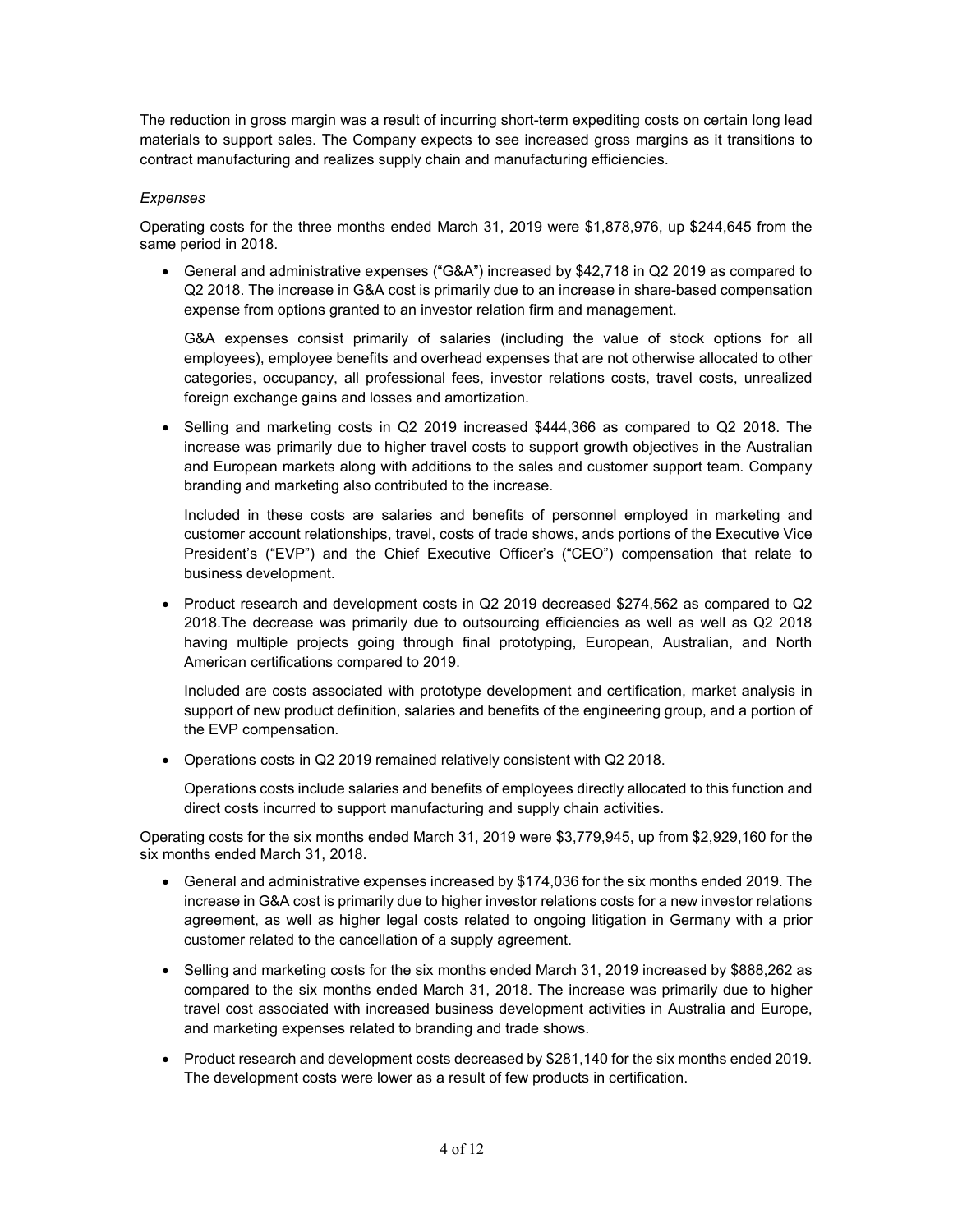The reduction in gross margin was a result of incurring short-term expediting costs on certain long lead materials to support sales. The Company expects to see increased gross margins as it transitions to contract manufacturing and realizes supply chain and manufacturing efficiencies.

*Expenses*

Operating costs for the three months ended March 31, 2019 were $1,878,976, up $244,645 from the same period in 2018.

- General and administrative expenses ("G&A") increased by $42,718 in Q2 2019 as compared to Q2 2018. The increase in G&A cost is primarily due to an increase in share-based compensation expense from options granted to an investor relation firm and management.

  G&A expenses consist primarily of salaries (including the value of stock options for all employees), employee benefits and overhead expenses that are not otherwise allocated to other categories, occupancy, all professional fees, investor relations costs, travel costs, unrealized foreign exchange gains and losses and amortization.

- Selling and marketing costs in Q2 2019 increased $444,366 as compared to Q2 2018. The increase was primarily due to higher travel costs to support growth objectives in the Australian and European markets along with additions to the sales and customer support team. Company branding and marketing also contributed to the increase.

  Included in these costs are salaries and benefits of personnel employed in marketing and customer account relationships, travel, costs of trade shows, ands portions of the Executive Vice President's ("EVP") and the Chief Executive Officer's ("CEO") compensation that relate to business development.

- Product research and development costs in Q2 2019 decreased $274,562 as compared to Q2 2018.The decrease was primarily due to outsourcing efficiencies as well as well as Q2 2018 having multiple projects going through final prototyping, European, Australian, and North American certifications compared to 2019.

  Included are costs associated with prototype development and certification, market analysis in support of new product definition, salaries and benefits of the engineering group, and a portion of the EVP compensation.

- Operations costs in Q2 2019 remained relatively consistent with Q2 2018.

  Operations costs include salaries and benefits of employees directly allocated to this function and direct costs incurred to support manufacturing and supply chain activities.

Operating costs for the six months ended March 31, 2019 were $3,779,945, up from $2,929,160 for the six months ended March 31, 2018.

- General and administrative expenses increased by $174,036 for the six months ended 2019. The increase in G&A cost is primarily due to higher investor relations costs for a new investor relations agreement, as well as higher legal costs related to ongoing litigation in Germany with a prior customer related to the cancellation of a supply agreement.

- Selling and marketing costs for the six months ended March 31, 2019 increased by $888,262 as compared to the six months ended March 31, 2018. The increase was primarily due to higher travel cost associated with increased business development activities in Australia and Europe, and marketing expenses related to branding and trade shows.

- Product research and development costs decreased by $281,140 for the six months ended 2019. The development costs were lower as a result of few products in certification.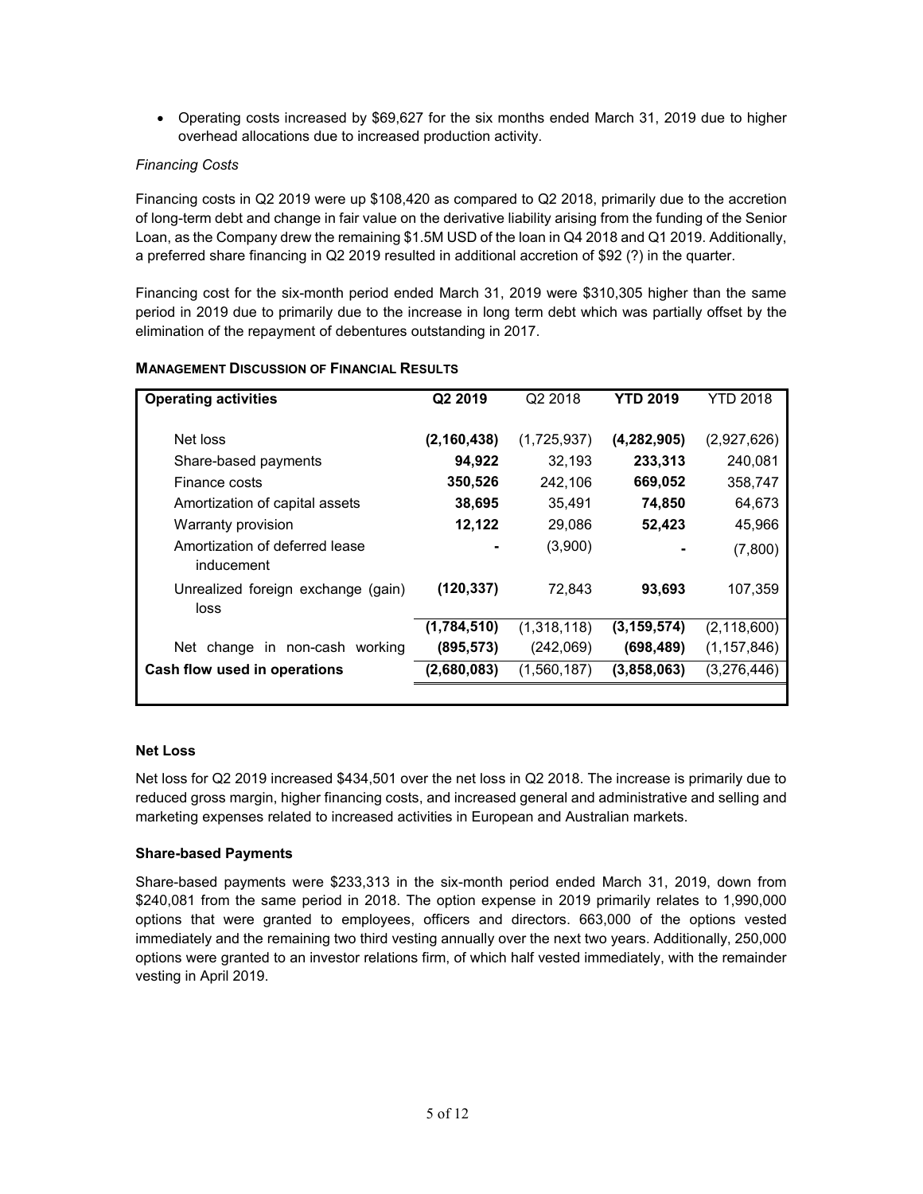- Operating costs increased by $69,627 for the six months ended March 31, 2019 due to higher overhead allocations due to increased production activity.

*Financing Costs*

Financing costs in Q2 2019 were up $108,420 as compared to Q2 2018, primarily due to the accretion of long-term debt and change in fair value on the derivative liability arising from the funding of the Senior Loan, as the Company drew the remaining $1.5M USD of the loan in Q4 2018 and Q1 2019. Additionally, a preferred share financing in Q2 2019 resulted in additional accretion of $92 (?) in the quarter.

Financing cost for the six-month period ended March 31, 2019 were $310,305 higher than the same period in 2019 due to primarily due to the increase in long term debt which was partially offset by the elimination of the repayment of debentures outstanding in 2017.

**MANAGEMENT DISCUSSION OF FINANCIAL RESULTS**

| Operating activities | Q2 2019 | Q2 2018 | YTD 2019 | YTD 2018 |
|---|---|---|---|---|
| Net loss | **(2,160,438)** | (1,725,937) | **(4,282,905)** | (2,927,626) |
| Share-based payments | **94,922** | 32,193 | **233,313** | 240,081 |
| Finance costs | **350,526** | 242,106 | **669,052** | 358,747 |
| Amortization of capital assets | **38,695** | 35,491 | **74,850** | 64,673 |
| Warranty provision | **12,122** | 29,086 | **52,423** | 45,966 |
| Amortization of deferred lease inducement | **-** | (3,900) | **-** | (7,800) |
| Unrealized foreign exchange (gain) loss | **(120,337)** | 72,843 | **93,693** | 107,359 |
| | **(1,784,510)** | (1,318,118) | **(3,159,574)** | (2,118,600) |
| Net change in non-cash working | **(895,573)** | (242,069) | **(698,489)** | (1,157,846) |
| **Cash flow used in operations** | **(2,680,083)** | (1,560,187) | **(3,858,063)** | (3,276,446) |

**Net Loss**

Net loss for Q2 2019 increased $434,501 over the net loss in Q2 2018. The increase is primarily due to reduced gross margin, higher financing costs, and increased general and administrative and selling and marketing expenses related to increased activities in European and Australian markets.

**Share-based Payments**

Share-based payments were $233,313 in the six-month period ended March 31, 2019, down from $240,081 from the same period in 2018. The option expense in 2019 primarily relates to 1,990,000 options that were granted to employees, officers and directors. 663,000 of the options vested immediately and the remaining two third vesting annually over the next two years. Additionally, 250,000 options were granted to an investor relations firm, of which half vested immediately, with the remainder vesting in April 2019.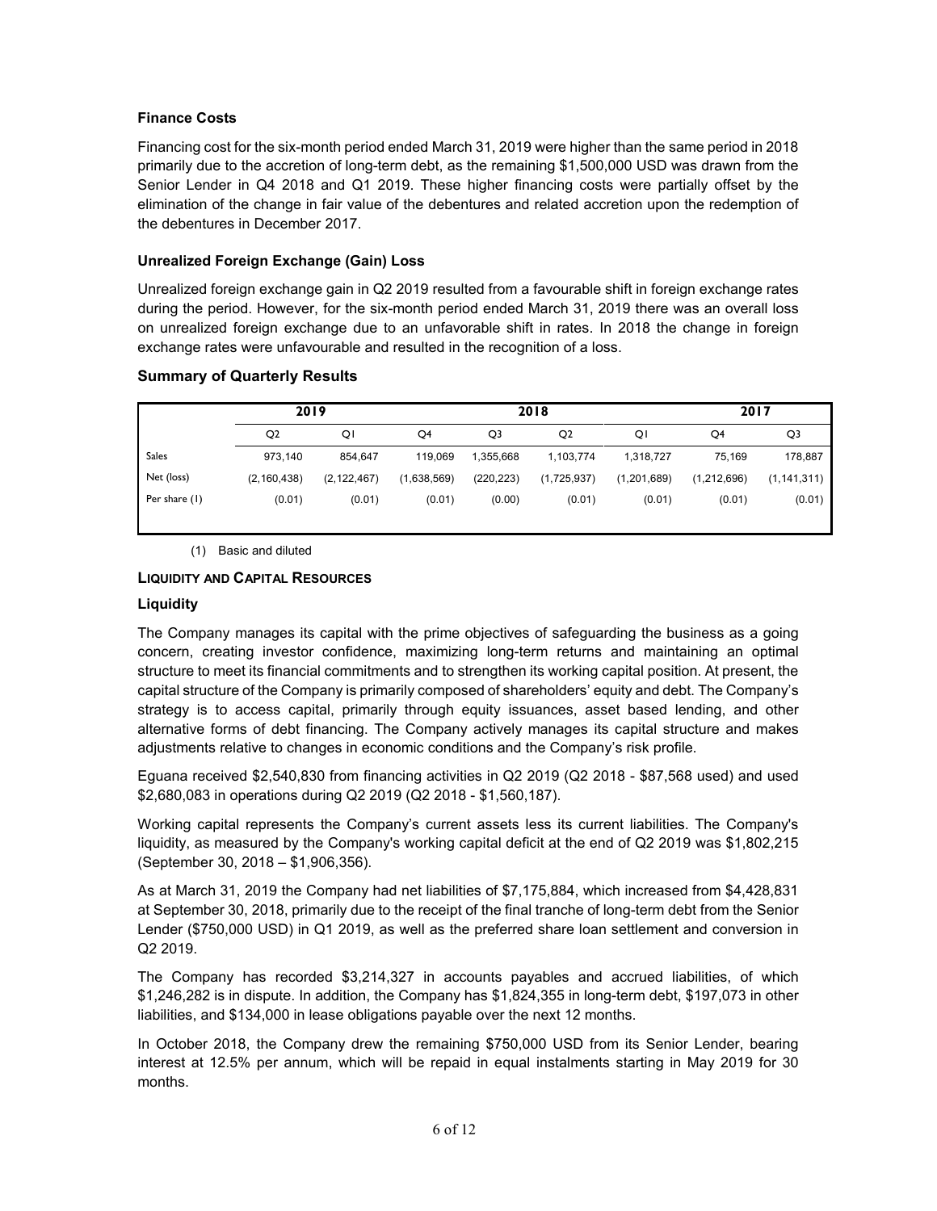### Finance Costs

Financing cost for the six-month period ended March 31, 2019 were higher than the same period in 2018 primarily due to the accretion of long-term debt, as the remaining $1,500,000 USD was drawn from the Senior Lender in Q4 2018 and Q1 2019. These higher financing costs were partially offset by the elimination of the change in fair value of the debentures and related accretion upon the redemption of the debentures in December 2017.

### Unrealized Foreign Exchange (Gain) Loss

Unrealized foreign exchange gain in Q2 2019 resulted from a favourable shift in foreign exchange rates during the period. However, for the six-month period ended March 31, 2019 there was an overall loss on unrealized foreign exchange due to an unfavorable shift in rates. In 2018 the change in foreign exchange rates were unfavourable and resulted in the recognition of a loss.

### Summary of Quarterly Results

| | 2019 | | 2018 | | | | 2017 | |
|---|---|---|---|---|---|---|---|---|
| | Q2 | Q1 | Q4 | Q3 | Q2 | Q1 | Q4 | Q3 |
| Sales | 973,140 | 854,647 | 119,069 | 1,355,668 | 1,103,774 | 1,318,727 | 75,169 | 178,887 |
| Net (loss) | (2,160,438) | (2,122,467) | (1,638,569) | (220,223) | (1,725,937) | (1,201,689) | (1,212,696) | (1,141,311) |
| Per share (1) | (0.01) | (0.01) | (0.01) | (0.00) | (0.01) | (0.01) | (0.01) | (0.01) |

(1) Basic and diluted

## LIQUIDITY AND CAPITAL RESOURCES

### Liquidity

The Company manages its capital with the prime objectives of safeguarding the business as a going concern, creating investor confidence, maximizing long-term returns and maintaining an optimal structure to meet its financial commitments and to strengthen its working capital position. At present, the capital structure of the Company is primarily composed of shareholders' equity and debt. The Company's strategy is to access capital, primarily through equity issuances, asset based lending, and other alternative forms of debt financing. The Company actively manages its capital structure and makes adjustments relative to changes in economic conditions and the Company's risk profile.

Eguana received $2,540,830 from financing activities in Q2 2019 (Q2 2018 - $87,568 used) and used $2,680,083 in operations during Q2 2019 (Q2 2018 - $1,560,187).

Working capital represents the Company's current assets less its current liabilities. The Company's liquidity, as measured by the Company's working capital deficit at the end of Q2 2019 was $1,802,215 (September 30, 2018 – $1,906,356).

As at March 31, 2019 the Company had net liabilities of $7,175,884, which increased from $4,428,831 at September 30, 2018, primarily due to the receipt of the final tranche of long-term debt from the Senior Lender ($750,000 USD) in Q1 2019, as well as the preferred share loan settlement and conversion in Q2 2019.

The Company has recorded $3,214,327 in accounts payables and accrued liabilities, of which $1,246,282 is in dispute. In addition, the Company has $1,824,355 in long-term debt, $197,073 in other liabilities, and $134,000 in lease obligations payable over the next 12 months.

In October 2018, the Company drew the remaining $750,000 USD from its Senior Lender, bearing interest at 12.5% per annum, which will be repaid in equal instalments starting in May 2019 for 30 months.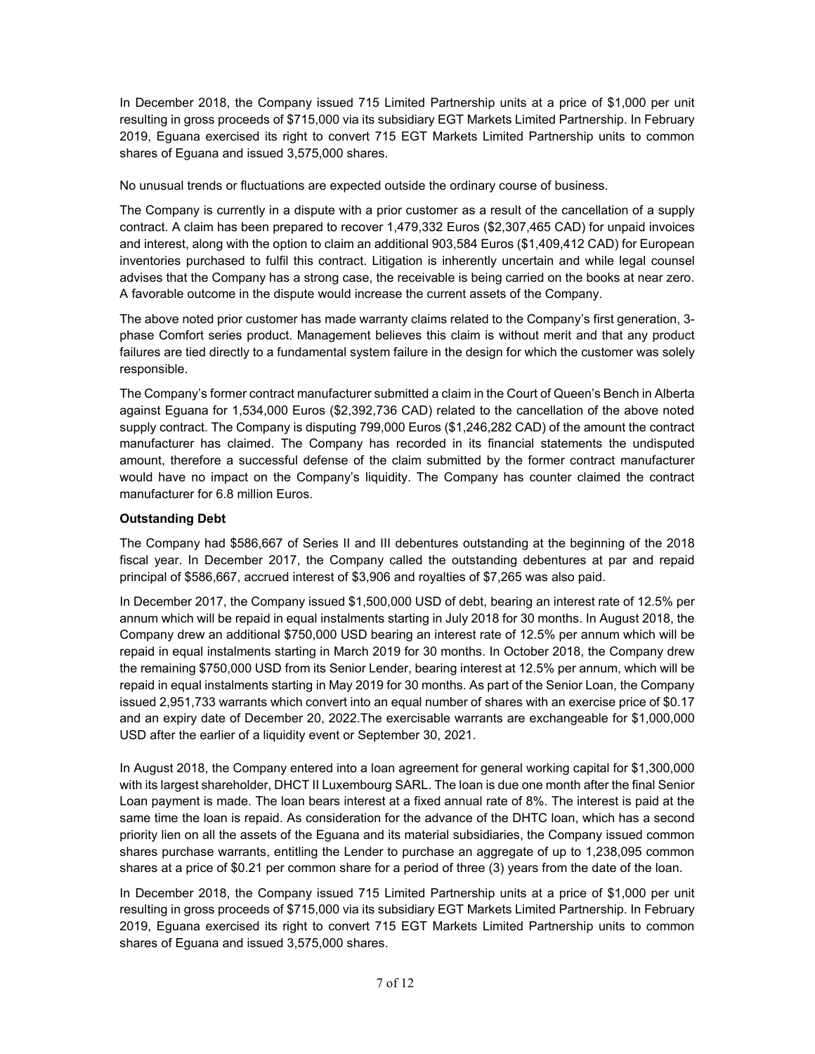In December 2018, the Company issued 715 Limited Partnership units at a price of $1,000 per unit resulting in gross proceeds of $715,000 via its subsidiary EGT Markets Limited Partnership. In February 2019, Eguana exercised its right to convert 715 EGT Markets Limited Partnership units to common shares of Eguana and issued 3,575,000 shares.

No unusual trends or fluctuations are expected outside the ordinary course of business.

The Company is currently in a dispute with a prior customer as a result of the cancellation of a supply contract. A claim has been prepared to recover 1,479,332 Euros ($2,307,465 CAD) for unpaid invoices and interest, along with the option to claim an additional 903,584 Euros ($1,409,412 CAD) for European inventories purchased to fulfil this contract. Litigation is inherently uncertain and while legal counsel advises that the Company has a strong case, the receivable is being carried on the books at near zero. A favorable outcome in the dispute would increase the current assets of the Company.

The above noted prior customer has made warranty claims related to the Company's first generation, 3-phase Comfort series product. Management believes this claim is without merit and that any product failures are tied directly to a fundamental system failure in the design for which the customer was solely responsible.

The Company's former contract manufacturer submitted a claim in the Court of Queen's Bench in Alberta against Eguana for 1,534,000 Euros ($2,392,736 CAD) related to the cancellation of the above noted supply contract. The Company is disputing 799,000 Euros ($1,246,282 CAD) of the amount the contract manufacturer has claimed. The Company has recorded in its financial statements the undisputed amount, therefore a successful defense of the claim submitted by the former contract manufacturer would have no impact on the Company's liquidity. The Company has counter claimed the contract manufacturer for 6.8 million Euros.

**Outstanding Debt**

The Company had $586,667 of Series II and III debentures outstanding at the beginning of the 2018 fiscal year. In December 2017, the Company called the outstanding debentures at par and repaid principal of $586,667, accrued interest of $3,906 and royalties of $7,265 was also paid.

In December 2017, the Company issued $1,500,000 USD of debt, bearing an interest rate of 12.5% per annum which will be repaid in equal instalments starting in July 2018 for 30 months. In August 2018, the Company drew an additional $750,000 USD bearing an interest rate of 12.5% per annum which will be repaid in equal instalments starting in March 2019 for 30 months. In October 2018, the Company drew the remaining $750,000 USD from its Senior Lender, bearing interest at 12.5% per annum, which will be repaid in equal instalments starting in May 2019 for 30 months. As part of the Senior Loan, the Company issued 2,951,733 warrants which convert into an equal number of shares with an exercise price of $0.17 and an expiry date of December 20, 2022.The exercisable warrants are exchangeable for $1,000,000 USD after the earlier of a liquidity event or September 30, 2021.

In August 2018, the Company entered into a loan agreement for general working capital for $1,300,000 with its largest shareholder, DHCT II Luxembourg SARL. The loan is due one month after the final Senior Loan payment is made. The loan bears interest at a fixed annual rate of 8%. The interest is paid at the same time the loan is repaid. As consideration for the advance of the DHTC loan, which has a second priority lien on all the assets of the Eguana and its material subsidiaries, the Company issued common shares purchase warrants, entitling the Lender to purchase an aggregate of up to 1,238,095 common shares at a price of $0.21 per common share for a period of three (3) years from the date of the loan.

In December 2018, the Company issued 715 Limited Partnership units at a price of $1,000 per unit resulting in gross proceeds of $715,000 via its subsidiary EGT Markets Limited Partnership. In February 2019, Eguana exercised its right to convert 715 EGT Markets Limited Partnership units to common shares of Eguana and issued 3,575,000 shares.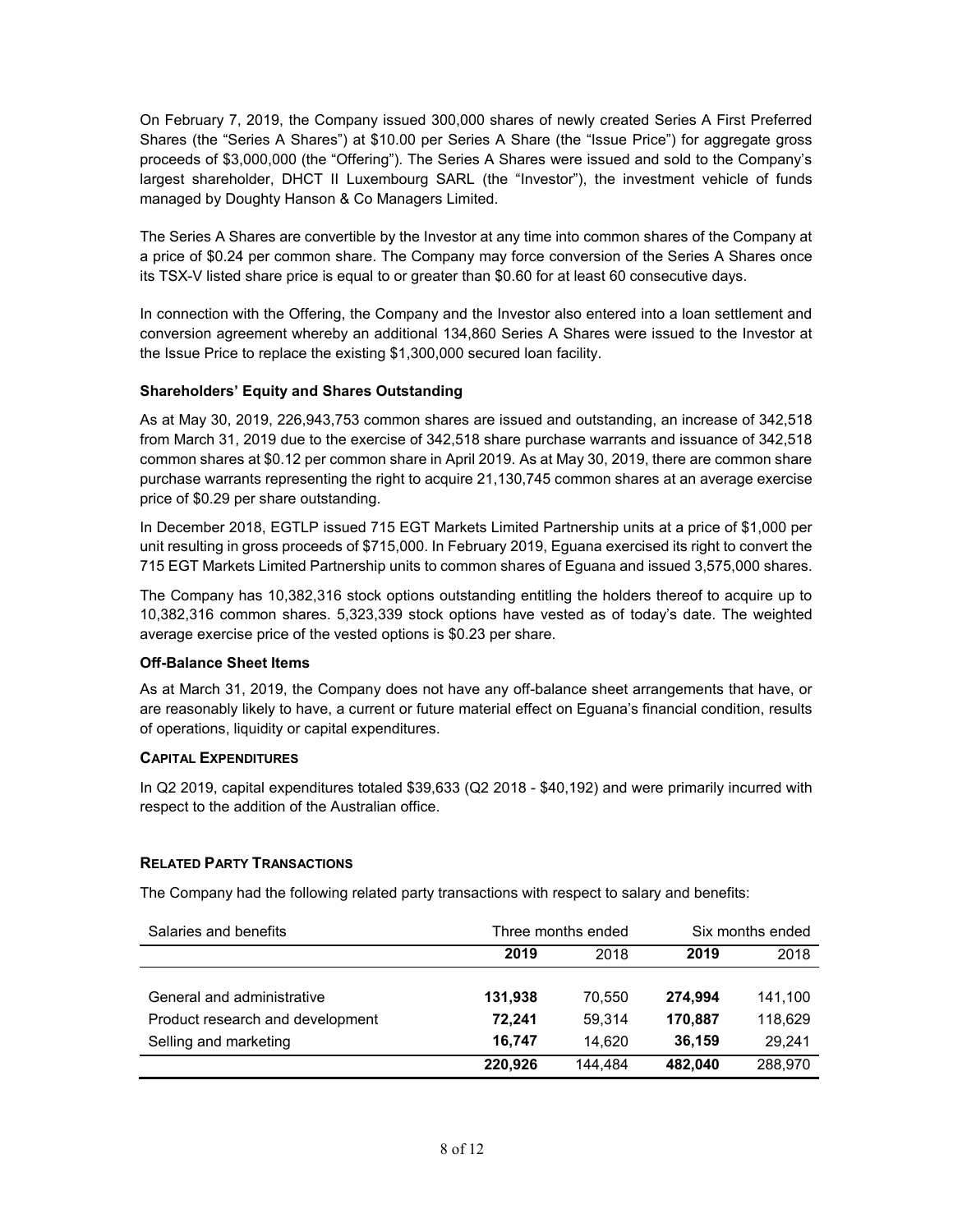On February 7, 2019, the Company issued 300,000 shares of newly created Series A First Preferred Shares (the "Series A Shares") at $10.00 per Series A Share (the "Issue Price") for aggregate gross proceeds of $3,000,000 (the "Offering"). The Series A Shares were issued and sold to the Company's largest shareholder, DHCT II Luxembourg SARL (the "Investor"), the investment vehicle of funds managed by Doughty Hanson & Co Managers Limited.

The Series A Shares are convertible by the Investor at any time into common shares of the Company at a price of $0.24 per common share. The Company may force conversion of the Series A Shares once its TSX-V listed share price is equal to or greater than $0.60 for at least 60 consecutive days.

In connection with the Offering, the Company and the Investor also entered into a loan settlement and conversion agreement whereby an additional 134,860 Series A Shares were issued to the Investor at the Issue Price to replace the existing $1,300,000 secured loan facility.

### Shareholders' Equity and Shares Outstanding

As at May 30, 2019, 226,943,753 common shares are issued and outstanding, an increase of 342,518 from March 31, 2019 due to the exercise of 342,518 share purchase warrants and issuance of 342,518 common shares at $0.12 per common share in April 2019. As at May 30, 2019, there are common share purchase warrants representing the right to acquire 21,130,745 common shares at an average exercise price of $0.29 per share outstanding.

In December 2018, EGTLP issued 715 EGT Markets Limited Partnership units at a price of $1,000 per unit resulting in gross proceeds of $715,000. In February 2019, Eguana exercised its right to convert the 715 EGT Markets Limited Partnership units to common shares of Eguana and issued 3,575,000 shares.

The Company has 10,382,316 stock options outstanding entitling the holders thereof to acquire up to 10,382,316 common shares. 5,323,339 stock options have vested as of today's date. The weighted average exercise price of the vested options is $0.23 per share.

### Off-Balance Sheet Items

As at March 31, 2019, the Company does not have any off-balance sheet arrangements that have, or are reasonably likely to have, a current or future material effect on Eguana's financial condition, results of operations, liquidity or capital expenditures.

## Capital Expenditures

In Q2 2019, capital expenditures totaled $39,633 (Q2 2018 - $40,192) and were primarily incurred with respect to the addition of the Australian office.

## Related Party Transactions

The Company had the following related party transactions with respect to salary and benefits:

| Salaries and benefits | Three months ended | | Six months ended | |
|---|---|---|---|---|
| | **2019** | 2018 | **2019** | 2018 |
| General and administrative | **131,938** | 70,550 | **274,994** | 141,100 |
| Product research and development | **72,241** | 59,314 | **170,887** | 118,629 |
| Selling and marketing | **16,747** | 14,620 | **36,159** | 29,241 |
| | **220,926** | 144,484 | **482,040** | 288,970 |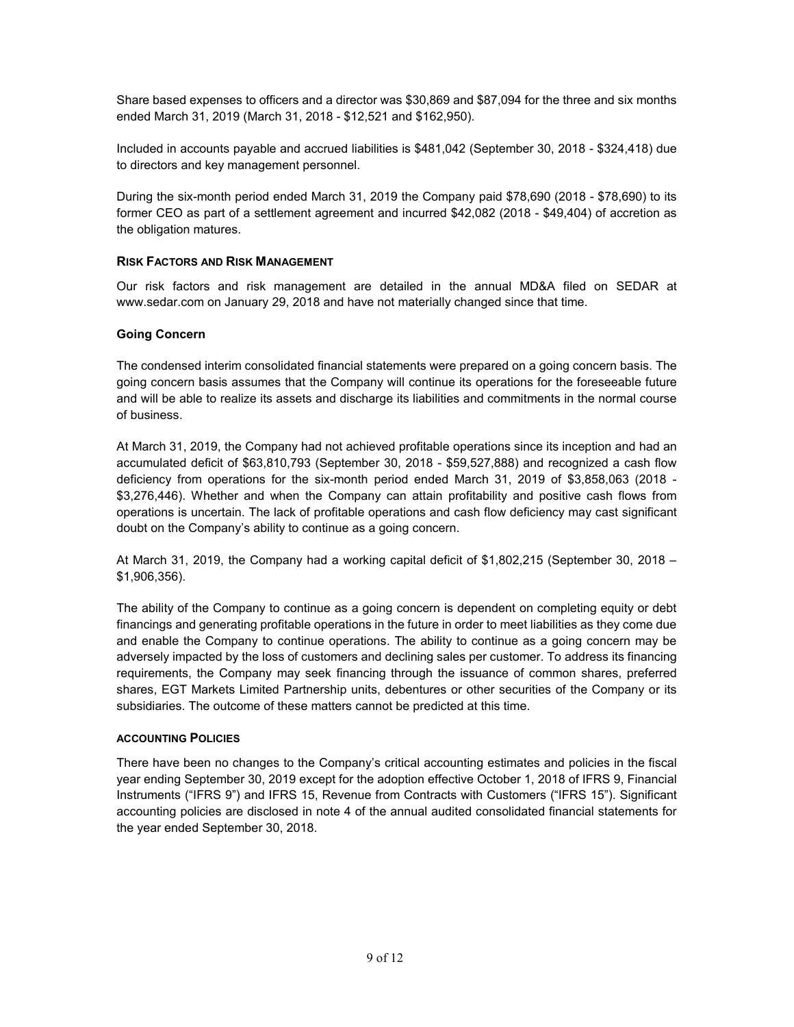Share based expenses to officers and a director was $30,869 and $87,094 for the three and six months ended March 31, 2019 (March 31, 2018 - $12,521 and $162,950).

Included in accounts payable and accrued liabilities is $481,042 (September 30, 2018 - $324,418) due to directors and key management personnel.

During the six-month period ended March 31, 2019 the Company paid $78,690 (2018 - $78,690) to its former CEO as part of a settlement agreement and incurred $42,082 (2018 - $49,404) of accretion as the obligation matures.

## RISK FACTORS AND RISK MANAGEMENT

Our risk factors and risk management are detailed in the annual MD&A filed on SEDAR at www.sedar.com on January 29, 2018 and have not materially changed since that time.

### Going Concern

The condensed interim consolidated financial statements were prepared on a going concern basis. The going concern basis assumes that the Company will continue its operations for the foreseeable future and will be able to realize its assets and discharge its liabilities and commitments in the normal course of business.

At March 31, 2019, the Company had not achieved profitable operations since its inception and had an accumulated deficit of $63,810,793 (September 30, 2018 - $59,527,888) and recognized a cash flow deficiency from operations for the six-month period ended March 31, 2019 of $3,858,063 (2018 - $3,276,446). Whether and when the Company can attain profitability and positive cash flows from operations is uncertain. The lack of profitable operations and cash flow deficiency may cast significant doubt on the Company's ability to continue as a going concern.

At March 31, 2019, the Company had a working capital deficit of $1,802,215 (September 30, 2018 – $1,906,356).

The ability of the Company to continue as a going concern is dependent on completing equity or debt financings and generating profitable operations in the future in order to meet liabilities as they come due and enable the Company to continue operations. The ability to continue as a going concern may be adversely impacted by the loss of customers and declining sales per customer. To address its financing requirements, the Company may seek financing through the issuance of common shares, preferred shares, EGT Markets Limited Partnership units, debentures or other securities of the Company or its subsidiaries. The outcome of these matters cannot be predicted at this time.

## ACCOUNTING POLICIES

There have been no changes to the Company's critical accounting estimates and policies in the fiscal year ending September 30, 2019 except for the adoption effective October 1, 2018 of IFRS 9, Financial Instruments ("IFRS 9") and IFRS 15, Revenue from Contracts with Customers ("IFRS 15"). Significant accounting policies are disclosed in note 4 of the annual audited consolidated financial statements for the year ended September 30, 2018.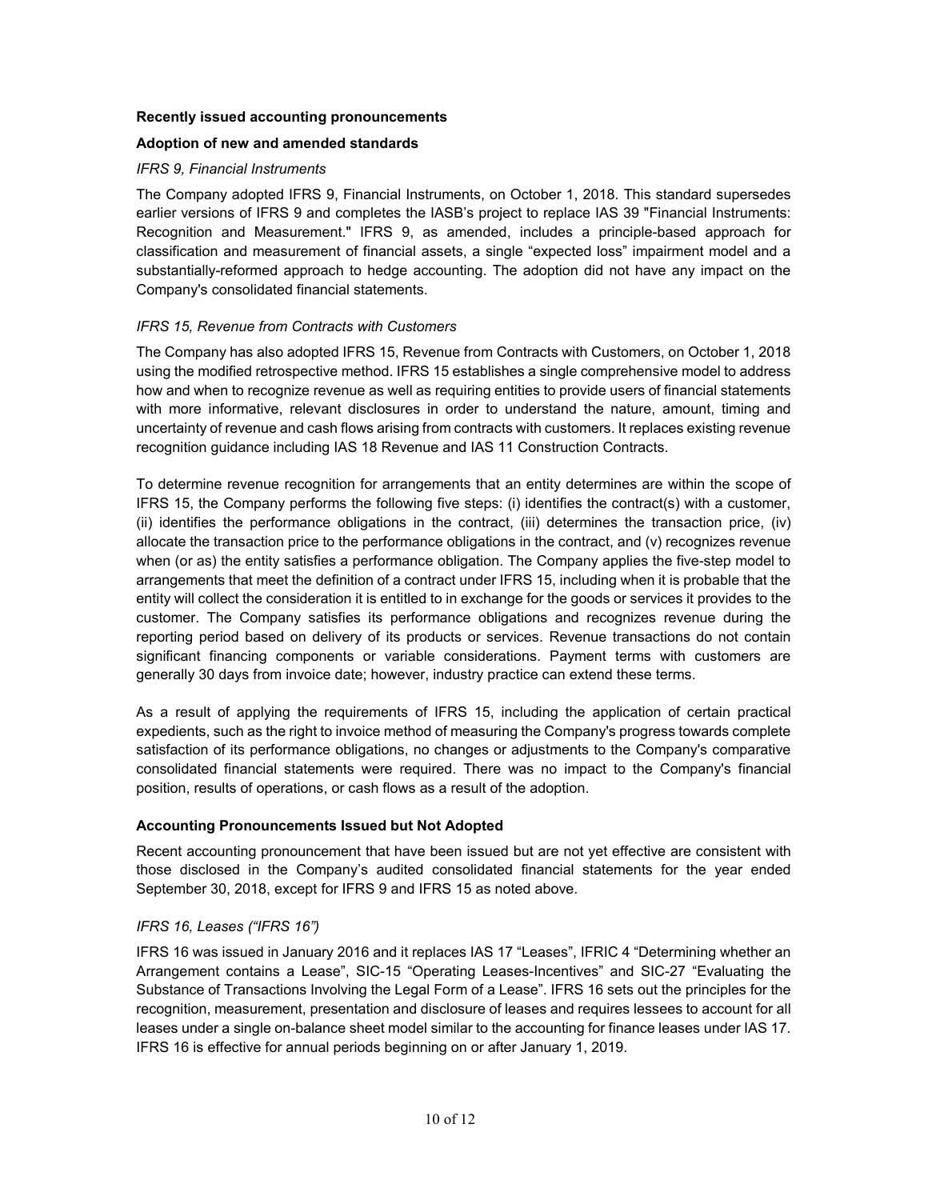**Recently issued accounting pronouncements**

**Adoption of new and amended standards**

*IFRS 9, Financial Instruments*

The Company adopted IFRS 9, Financial Instruments, on October 1, 2018. This standard supersedes earlier versions of IFRS 9 and completes the IASB's project to replace IAS 39 "Financial Instruments: Recognition and Measurement." IFRS 9, as amended, includes a principle-based approach for classification and measurement of financial assets, a single "expected loss" impairment model and a substantially-reformed approach to hedge accounting. The adoption did not have any impact on the Company's consolidated financial statements.

*IFRS 15, Revenue from Contracts with Customers*

The Company has also adopted IFRS 15, Revenue from Contracts with Customers, on October 1, 2018 using the modified retrospective method. IFRS 15 establishes a single comprehensive model to address how and when to recognize revenue as well as requiring entities to provide users of financial statements with more informative, relevant disclosures in order to understand the nature, amount, timing and uncertainty of revenue and cash flows arising from contracts with customers. It replaces existing revenue recognition guidance including IAS 18 Revenue and IAS 11 Construction Contracts.

To determine revenue recognition for arrangements that an entity determines are within the scope of IFRS 15, the Company performs the following five steps: (i) identifies the contract(s) with a customer, (ii) identifies the performance obligations in the contract, (iii) determines the transaction price, (iv) allocate the transaction price to the performance obligations in the contract, and (v) recognizes revenue when (or as) the entity satisfies a performance obligation. The Company applies the five-step model to arrangements that meet the definition of a contract under IFRS 15, including when it is probable that the entity will collect the consideration it is entitled to in exchange for the goods or services it provides to the customer. The Company satisfies its performance obligations and recognizes revenue during the reporting period based on delivery of its products or services. Revenue transactions do not contain significant financing components or variable considerations. Payment terms with customers are generally 30 days from invoice date; however, industry practice can extend these terms.

As a result of applying the requirements of IFRS 15, including the application of certain practical expedients, such as the right to invoice method of measuring the Company's progress towards complete satisfaction of its performance obligations, no changes or adjustments to the Company's comparative consolidated financial statements were required. There was no impact to the Company's financial position, results of operations, or cash flows as a result of the adoption.

**Accounting Pronouncements Issued but Not Adopted**

Recent accounting pronouncement that have been issued but are not yet effective are consistent with those disclosed in the Company's audited consolidated financial statements for the year ended September 30, 2018, except for IFRS 9 and IFRS 15 as noted above.

*IFRS 16, Leases ("IFRS 16")*

IFRS 16 was issued in January 2016 and it replaces IAS 17 "Leases", IFRIC 4 "Determining whether an Arrangement contains a Lease", SIC-15 "Operating Leases-Incentives" and SIC-27 "Evaluating the Substance of Transactions Involving the Legal Form of a Lease". IFRS 16 sets out the principles for the recognition, measurement, presentation and disclosure of leases and requires lessees to account for all leases under a single on-balance sheet model similar to the accounting for finance leases under IAS 17. IFRS 16 is effective for annual periods beginning on or after January 1, 2019.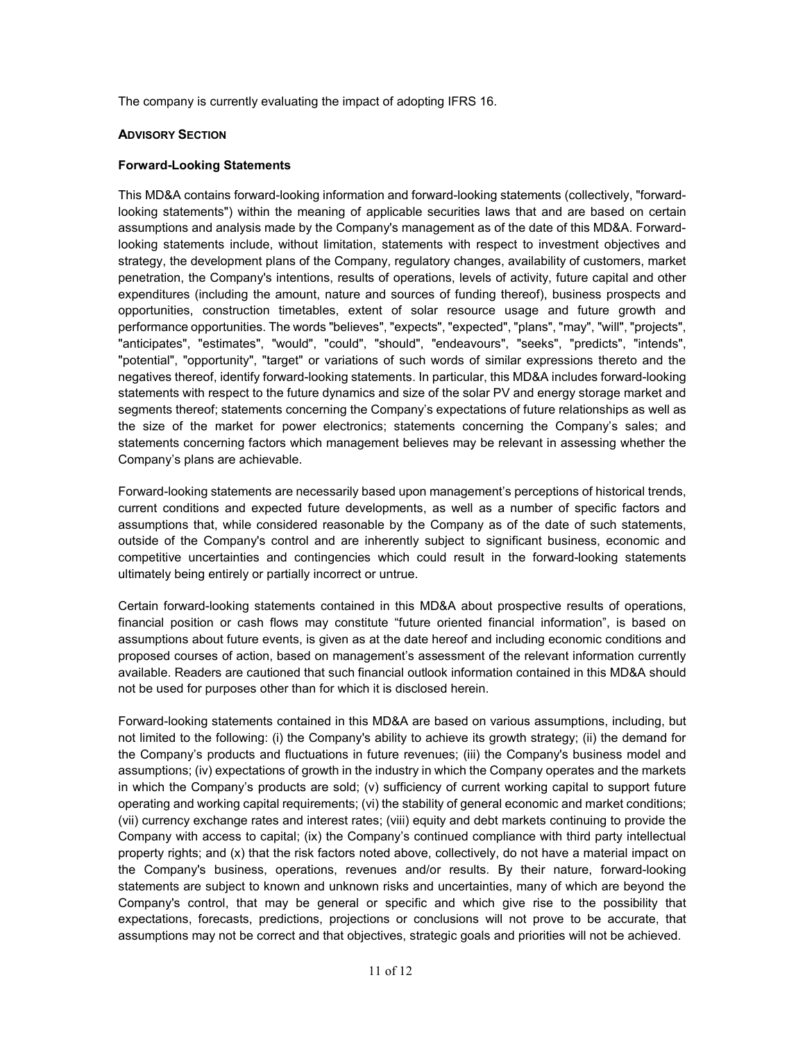The company is currently evaluating the impact of adopting IFRS 16.

## ADVISORY SECTION

### Forward-Looking Statements

This MD&A contains forward-looking information and forward-looking statements (collectively, "forward-looking statements") within the meaning of applicable securities laws that and are based on certain assumptions and analysis made by the Company's management as of the date of this MD&A. Forward-looking statements include, without limitation, statements with respect to investment objectives and strategy, the development plans of the Company, regulatory changes, availability of customers, market penetration, the Company's intentions, results of operations, levels of activity, future capital and other expenditures (including the amount, nature and sources of funding thereof), business prospects and opportunities, construction timetables, extent of solar resource usage and future growth and performance opportunities. The words "believes", "expects", "expected", "plans", "may", "will", "projects", "anticipates", "estimates", "would", "could", "should", "endeavours", "seeks", "predicts", "intends", "potential", "opportunity", "target" or variations of such words of similar expressions thereto and the negatives thereof, identify forward-looking statements. In particular, this MD&A includes forward-looking statements with respect to the future dynamics and size of the solar PV and energy storage market and segments thereof; statements concerning the Company's expectations of future relationships as well as the size of the market for power electronics; statements concerning the Company's sales; and statements concerning factors which management believes may be relevant in assessing whether the Company's plans are achievable.

Forward-looking statements are necessarily based upon management's perceptions of historical trends, current conditions and expected future developments, as well as a number of specific factors and assumptions that, while considered reasonable by the Company as of the date of such statements, outside of the Company's control and are inherently subject to significant business, economic and competitive uncertainties and contingencies which could result in the forward-looking statements ultimately being entirely or partially incorrect or untrue.

Certain forward-looking statements contained in this MD&A about prospective results of operations, financial position or cash flows may constitute "future oriented financial information", is based on assumptions about future events, is given as at the date hereof and including economic conditions and proposed courses of action, based on management's assessment of the relevant information currently available. Readers are cautioned that such financial outlook information contained in this MD&A should not be used for purposes other than for which it is disclosed herein.

Forward-looking statements contained in this MD&A are based on various assumptions, including, but not limited to the following: (i) the Company's ability to achieve its growth strategy; (ii) the demand for the Company's products and fluctuations in future revenues; (iii) the Company's business model and assumptions; (iv) expectations of growth in the industry in which the Company operates and the markets in which the Company's products are sold; (v) sufficiency of current working capital to support future operating and working capital requirements; (vi) the stability of general economic and market conditions; (vii) currency exchange rates and interest rates; (viii) equity and debt markets continuing to provide the Company with access to capital; (ix) the Company's continued compliance with third party intellectual property rights; and (x) that the risk factors noted above, collectively, do not have a material impact on the Company's business, operations, revenues and/or results. By their nature, forward-looking statements are subject to known and unknown risks and uncertainties, many of which are beyond the Company's control, that may be general or specific and which give rise to the possibility that expectations, forecasts, predictions, projections or conclusions will not prove to be accurate, that assumptions may not be correct and that objectives, strategic goals and priorities will not be achieved.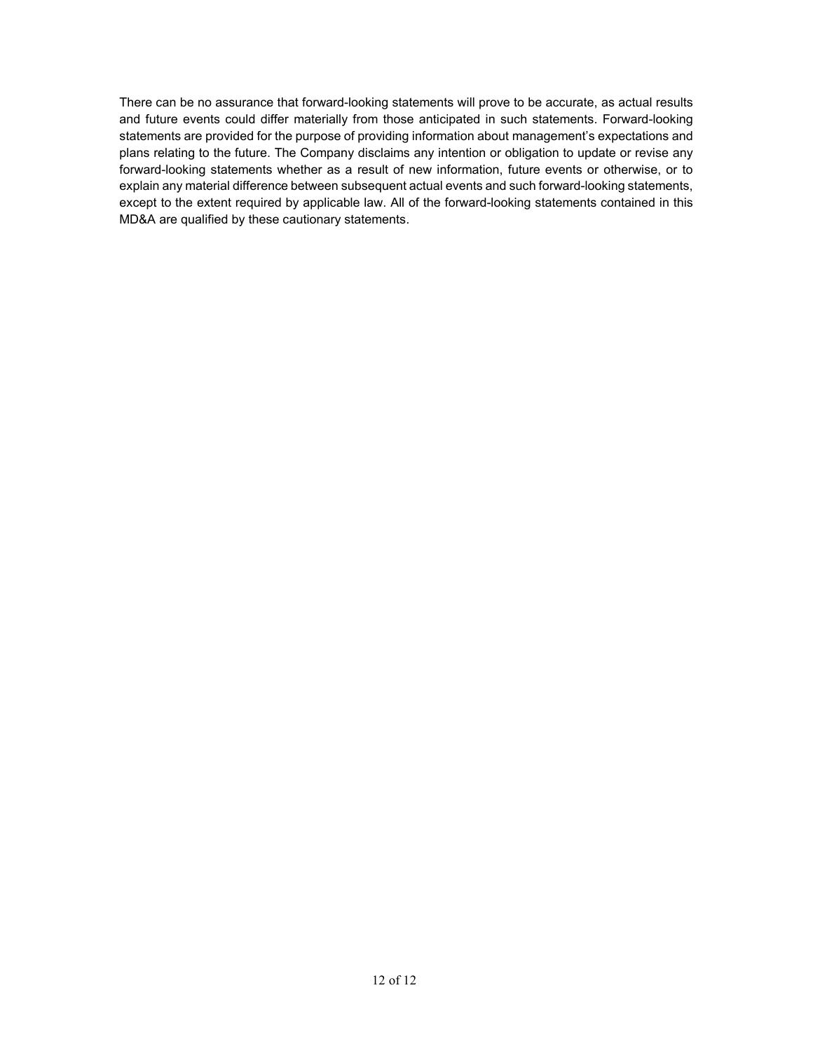There can be no assurance that forward-looking statements will prove to be accurate, as actual results and future events could differ materially from those anticipated in such statements. Forward-looking statements are provided for the purpose of providing information about management's expectations and plans relating to the future. The Company disclaims any intention or obligation to update or revise any forward-looking statements whether as a result of new information, future events or otherwise, or to explain any material difference between subsequent actual events and such forward-looking statements, except to the extent required by applicable law. All of the forward-looking statements contained in this MD&A are qualified by these cautionary statements.